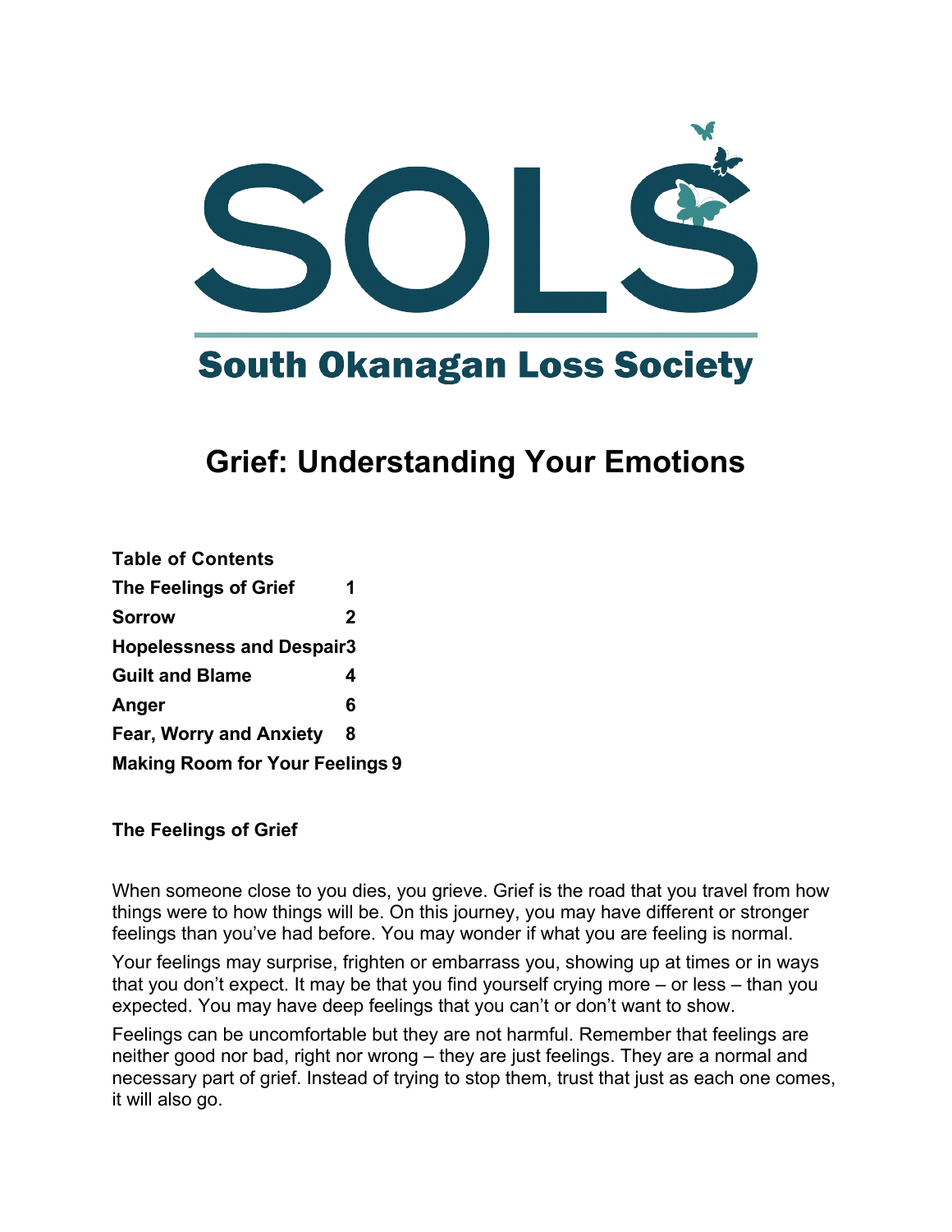# SOLS

**South Okanagan Loss Society**

# Grief: Understanding Your Emotions

| **Table of Contents** | |
|---|---|
| **The Feelings of Grief** | **1** |
| **Sorrow** | **2** |
| **Hopelessness and Despair** | **3** |
| **Guilt and Blame** | **4** |
| **Anger** | **6** |
| **Fear, Worry and Anxiety** | **8** |
| **Making Room for Your Feelings** | **9** |

## The Feelings of Grief

When someone close to you dies, you grieve. Grief is the road that you travel from how things were to how things will be. On this journey, you may have different or stronger feelings than you've had before. You may wonder if what you are feeling is normal.

Your feelings may surprise, frighten or embarrass you, showing up at times or in ways that you don't expect. It may be that you find yourself crying more – or less – than you expected. You may have deep feelings that you can't or don't want to show.

Feelings can be uncomfortable but they are not harmful. Remember that feelings are neither good nor bad, right nor wrong – they are just feelings. They are a normal and necessary part of grief. Instead of trying to stop them, trust that just as each one comes, it will also go.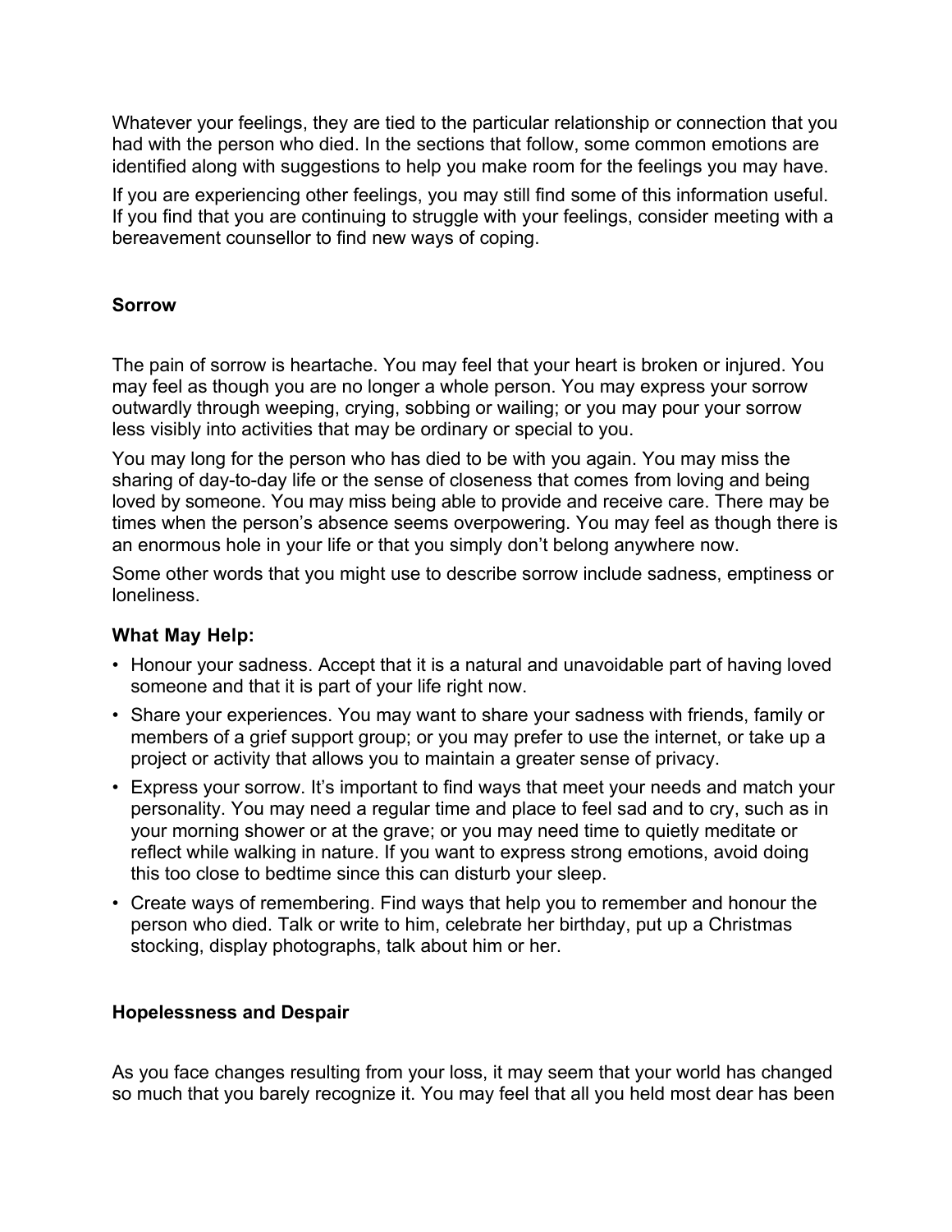Whatever your feelings, they are tied to the particular relationship or connection that you had with the person who died. In the sections that follow, some common emotions are identified along with suggestions to help you make room for the feelings you may have.

If you are experiencing other feelings, you may still find some of this information useful. If you find that you are continuing to struggle with your feelings, consider meeting with a bereavement counsellor to find new ways of coping.

## Sorrow

The pain of sorrow is heartache. You may feel that your heart is broken or injured. You may feel as though you are no longer a whole person. You may express your sorrow outwardly through weeping, crying, sobbing or wailing; or you may pour your sorrow less visibly into activities that may be ordinary or special to you.

You may long for the person who has died to be with you again. You may miss the sharing of day-to-day life or the sense of closeness that comes from loving and being loved by someone. You may miss being able to provide and receive care. There may be times when the person's absence seems overpowering. You may feel as though there is an enormous hole in your life or that you simply don't belong anywhere now.

Some other words that you might use to describe sorrow include sadness, emptiness or loneliness.

### What May Help:

- Honour your sadness. Accept that it is a natural and unavoidable part of having loved someone and that it is part of your life right now.
- Share your experiences. You may want to share your sadness with friends, family or members of a grief support group; or you may prefer to use the internet, or take up a project or activity that allows you to maintain a greater sense of privacy.
- Express your sorrow. It's important to find ways that meet your needs and match your personality. You may need a regular time and place to feel sad and to cry, such as in your morning shower or at the grave; or you may need time to quietly meditate or reflect while walking in nature. If you want to express strong emotions, avoid doing this too close to bedtime since this can disturb your sleep.
- Create ways of remembering. Find ways that help you to remember and honour the person who died. Talk or write to him, celebrate her birthday, put up a Christmas stocking, display photographs, talk about him or her.

## Hopelessness and Despair

As you face changes resulting from your loss, it may seem that your world has changed so much that you barely recognize it. You may feel that all you held most dear has been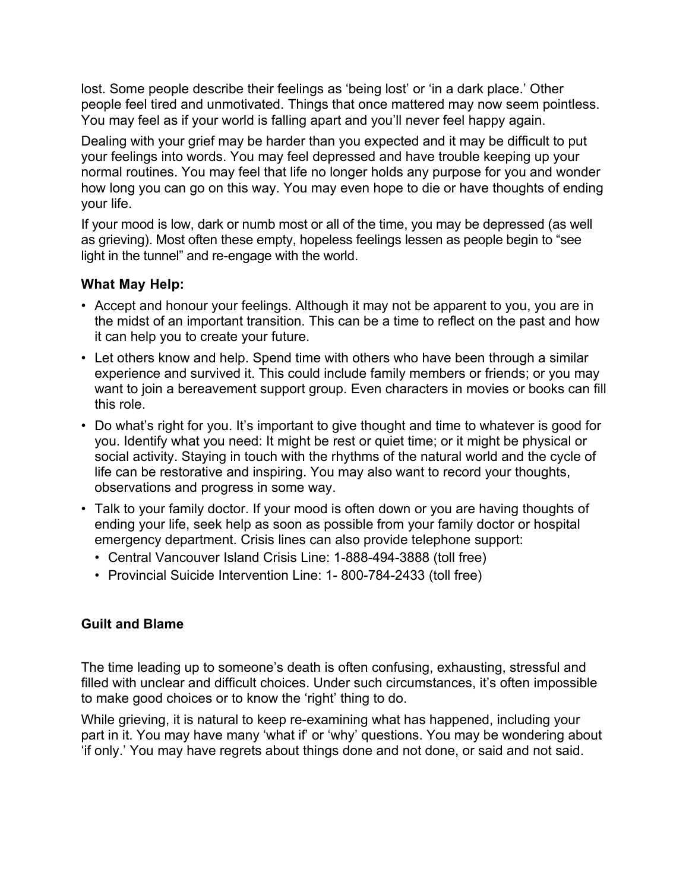lost. Some people describe their feelings as 'being lost' or 'in a dark place.' Other people feel tired and unmotivated. Things that once mattered may now seem pointless. You may feel as if your world is falling apart and you'll never feel happy again.

Dealing with your grief may be harder than you expected and it may be difficult to put your feelings into words. You may feel depressed and have trouble keeping up your normal routines. You may feel that life no longer holds any purpose for you and wonder how long you can go on this way. You may even hope to die or have thoughts of ending your life.

If your mood is low, dark or numb most or all of the time, you may be depressed (as well as grieving). Most often these empty, hopeless feelings lessen as people begin to "see light in the tunnel" and re-engage with the world.

### What May Help:

- Accept and honour your feelings. Although it may not be apparent to you, you are in the midst of an important transition. This can be a time to reflect on the past and how it can help you to create your future.
- Let others know and help. Spend time with others who have been through a similar experience and survived it. This could include family members or friends; or you may want to join a bereavement support group. Even characters in movies or books can fill this role.
- Do what's right for you. It's important to give thought and time to whatever is good for you. Identify what you need: It might be rest or quiet time; or it might be physical or social activity. Staying in touch with the rhythms of the natural world and the cycle of life can be restorative and inspiring. You may also want to record your thoughts, observations and progress in some way.
- Talk to your family doctor. If your mood is often down or you are having thoughts of ending your life, seek help as soon as possible from your family doctor or hospital emergency department. Crisis lines can also provide telephone support:
  - Central Vancouver Island Crisis Line: 1-888-494-3888 (toll free)
  - Provincial Suicide Intervention Line: 1- 800-784-2433 (toll free)

### Guilt and Blame

The time leading up to someone's death is often confusing, exhausting, stressful and filled with unclear and difficult choices. Under such circumstances, it's often impossible to make good choices or to know the 'right' thing to do.

While grieving, it is natural to keep re-examining what has happened, including your part in it. You may have many 'what if' or 'why' questions. You may be wondering about 'if only.' You may have regrets about things done and not done, or said and not said.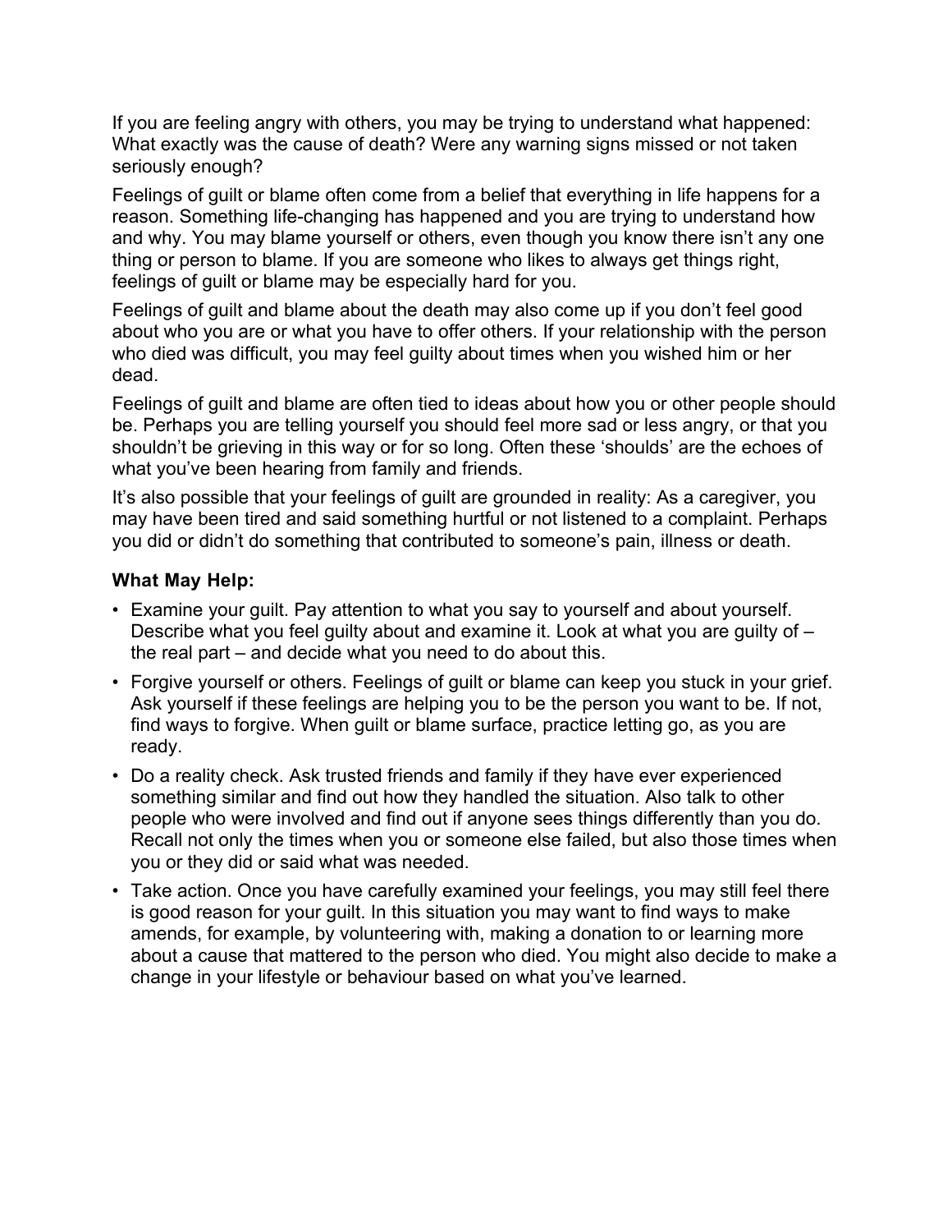If you are feeling angry with others, you may be trying to understand what happened: What exactly was the cause of death? Were any warning signs missed or not taken seriously enough?

Feelings of guilt or blame often come from a belief that everything in life happens for a reason. Something life-changing has happened and you are trying to understand how and why. You may blame yourself or others, even though you know there isn't any one thing or person to blame. If you are someone who likes to always get things right, feelings of guilt or blame may be especially hard for you.

Feelings of guilt and blame about the death may also come up if you don't feel good about who you are or what you have to offer others. If your relationship with the person who died was difficult, you may feel guilty about times when you wished him or her dead.

Feelings of guilt and blame are often tied to ideas about how you or other people should be. Perhaps you are telling yourself you should feel more sad or less angry, or that you shouldn't be grieving in this way or for so long. Often these 'shoulds' are the echoes of what you've been hearing from family and friends.

It's also possible that your feelings of guilt are grounded in reality: As a caregiver, you may have been tired and said something hurtful or not listened to a complaint. Perhaps you did or didn't do something that contributed to someone's pain, illness or death.

**What May Help:**

- Examine your guilt. Pay attention to what you say to yourself and about yourself. Describe what you feel guilty about and examine it. Look at what you are guilty of – the real part – and decide what you need to do about this.
- Forgive yourself or others. Feelings of guilt or blame can keep you stuck in your grief. Ask yourself if these feelings are helping you to be the person you want to be. If not, find ways to forgive. When guilt or blame surface, practice letting go, as you are ready.
- Do a reality check. Ask trusted friends and family if they have ever experienced something similar and find out how they handled the situation. Also talk to other people who were involved and find out if anyone sees things differently than you do. Recall not only the times when you or someone else failed, but also those times when you or they did or said what was needed.
- Take action. Once you have carefully examined your feelings, you may still feel there is good reason for your guilt. In this situation you may want to find ways to make amends, for example, by volunteering with, making a donation to or learning more about a cause that mattered to the person who died. You might also decide to make a change in your lifestyle or behaviour based on what you've learned.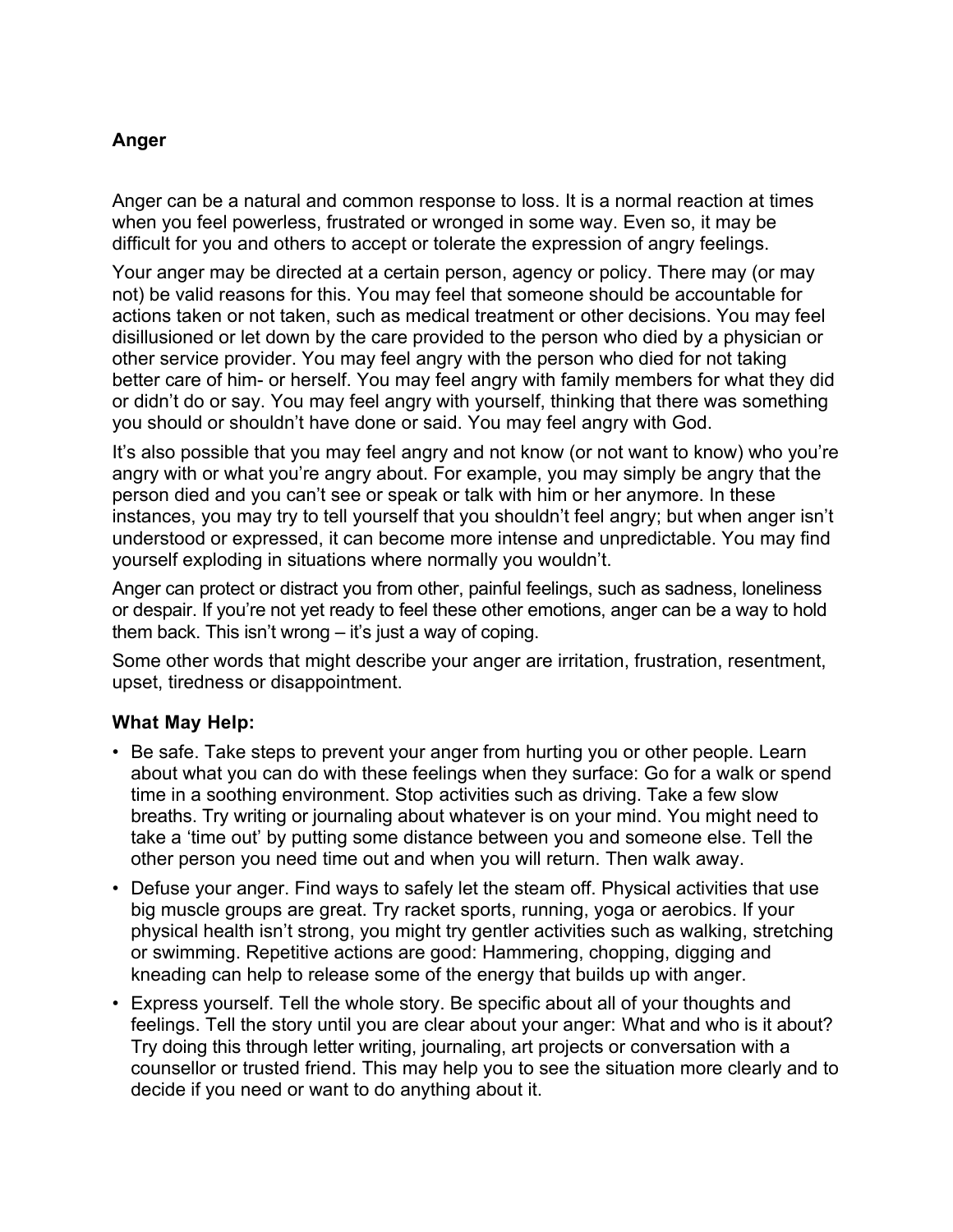## Anger

Anger can be a natural and common response to loss. It is a normal reaction at times when you feel powerless, frustrated or wronged in some way. Even so, it may be difficult for you and others to accept or tolerate the expression of angry feelings.

Your anger may be directed at a certain person, agency or policy. There may (or may not) be valid reasons for this. You may feel that someone should be accountable for actions taken or not taken, such as medical treatment or other decisions. You may feel disillusioned or let down by the care provided to the person who died by a physician or other service provider. You may feel angry with the person who died for not taking better care of him- or herself. You may feel angry with family members for what they did or didn't do or say. You may feel angry with yourself, thinking that there was something you should or shouldn't have done or said. You may feel angry with God.

It's also possible that you may feel angry and not know (or not want to know) who you're angry with or what you're angry about. For example, you may simply be angry that the person died and you can't see or speak or talk with him or her anymore. In these instances, you may try to tell yourself that you shouldn't feel angry; but when anger isn't understood or expressed, it can become more intense and unpredictable. You may find yourself exploding in situations where normally you wouldn't.

Anger can protect or distract you from other, painful feelings, such as sadness, loneliness or despair. If you're not yet ready to feel these other emotions, anger can be a way to hold them back. This isn't wrong – it's just a way of coping.

Some other words that might describe your anger are irritation, frustration, resentment, upset, tiredness or disappointment.

### What May Help:

- Be safe. Take steps to prevent your anger from hurting you or other people. Learn about what you can do with these feelings when they surface: Go for a walk or spend time in a soothing environment. Stop activities such as driving. Take a few slow breaths. Try writing or journaling about whatever is on your mind. You might need to take a 'time out' by putting some distance between you and someone else. Tell the other person you need time out and when you will return. Then walk away.
- Defuse your anger. Find ways to safely let the steam off. Physical activities that use big muscle groups are great. Try racket sports, running, yoga or aerobics. If your physical health isn't strong, you might try gentler activities such as walking, stretching or swimming. Repetitive actions are good: Hammering, chopping, digging and kneading can help to release some of the energy that builds up with anger.
- Express yourself. Tell the whole story. Be specific about all of your thoughts and feelings. Tell the story until you are clear about your anger: What and who is it about? Try doing this through letter writing, journaling, art projects or conversation with a counsellor or trusted friend. This may help you to see the situation more clearly and to decide if you need or want to do anything about it.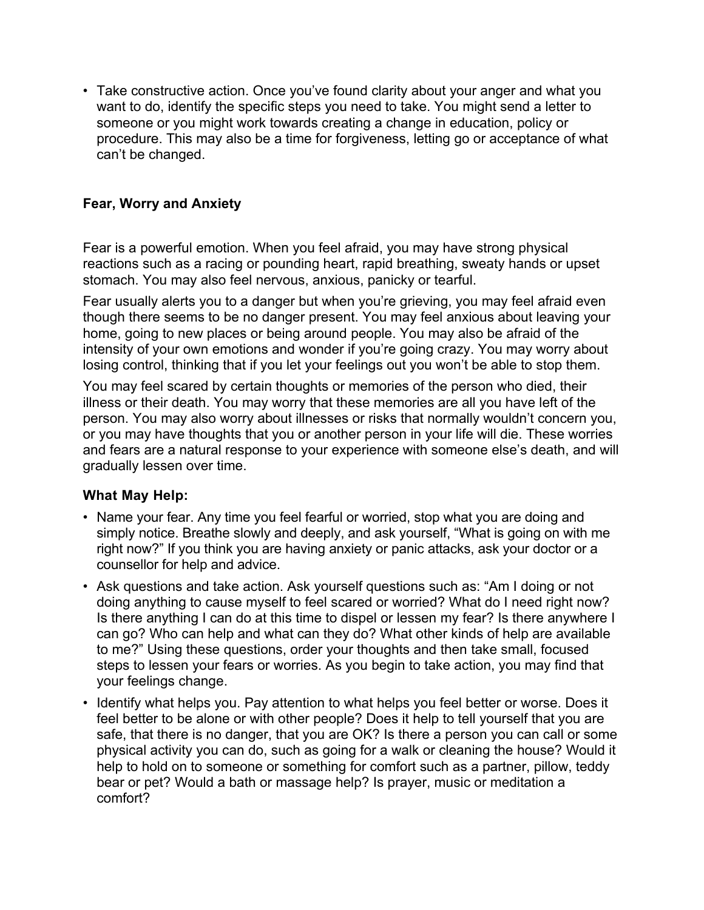- Take constructive action. Once you've found clarity about your anger and what you want to do, identify the specific steps you need to take. You might send a letter to someone or you might work towards creating a change in education, policy or procedure. This may also be a time for forgiveness, letting go or acceptance of what can't be changed.

### Fear, Worry and Anxiety

Fear is a powerful emotion. When you feel afraid, you may have strong physical reactions such as a racing or pounding heart, rapid breathing, sweaty hands or upset stomach. You may also feel nervous, anxious, panicky or tearful.

Fear usually alerts you to a danger but when you're grieving, you may feel afraid even though there seems to be no danger present. You may feel anxious about leaving your home, going to new places or being around people. You may also be afraid of the intensity of your own emotions and wonder if you're going crazy. You may worry about losing control, thinking that if you let your feelings out you won't be able to stop them.

You may feel scared by certain thoughts or memories of the person who died, their illness or their death. You may worry that these memories are all you have left of the person. You may also worry about illnesses or risks that normally wouldn't concern you, or you may have thoughts that you or another person in your life will die. These worries and fears are a natural response to your experience with someone else's death, and will gradually lessen over time.

### What May Help:

- Name your fear. Any time you feel fearful or worried, stop what you are doing and simply notice. Breathe slowly and deeply, and ask yourself, "What is going on with me right now?" If you think you are having anxiety or panic attacks, ask your doctor or a counsellor for help and advice.
- Ask questions and take action. Ask yourself questions such as: "Am I doing or not doing anything to cause myself to feel scared or worried? What do I need right now? Is there anything I can do at this time to dispel or lessen my fear? Is there anywhere I can go? Who can help and what can they do? What other kinds of help are available to me?" Using these questions, order your thoughts and then take small, focused steps to lessen your fears or worries. As you begin to take action, you may find that your feelings change.
- Identify what helps you. Pay attention to what helps you feel better or worse. Does it feel better to be alone or with other people? Does it help to tell yourself that you are safe, that there is no danger, that you are OK? Is there a person you can call or some physical activity you can do, such as going for a walk or cleaning the house? Would it help to hold on to someone or something for comfort such as a partner, pillow, teddy bear or pet? Would a bath or massage help? Is prayer, music or meditation a comfort?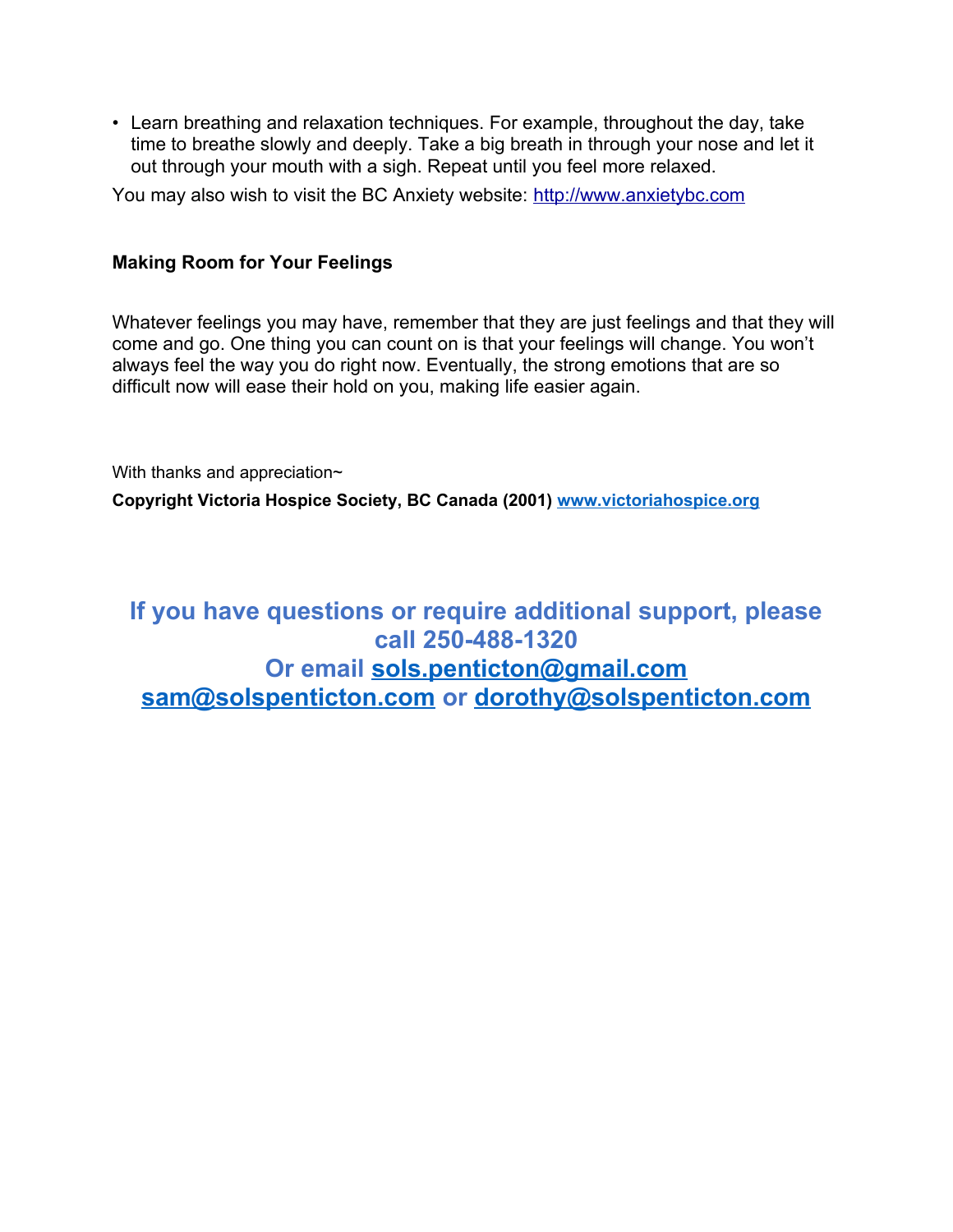- Learn breathing and relaxation techniques. For example, throughout the day, take time to breathe slowly and deeply. Take a big breath in through your nose and let it out through your mouth with a sigh. Repeat until you feel more relaxed.

You may also wish to visit the BC Anxiety website: http://www.anxietybc.com

**Making Room for Your Feelings**

Whatever feelings you may have, remember that they are just feelings and that they will come and go. One thing you can count on is that your feelings will change. You won't always feel the way you do right now. Eventually, the strong emotions that are so difficult now will ease their hold on you, making life easier again.

With thanks and appreciation~

**Copyright Victoria Hospice Society, BC Canada (2001) www.victoriahospice.org**

**If you have questions or require additional support, please call 250-488-1320**
**Or email sols.penticton@gmail.com**
**sam@solspenticton.com or dorothy@solspenticton.com**